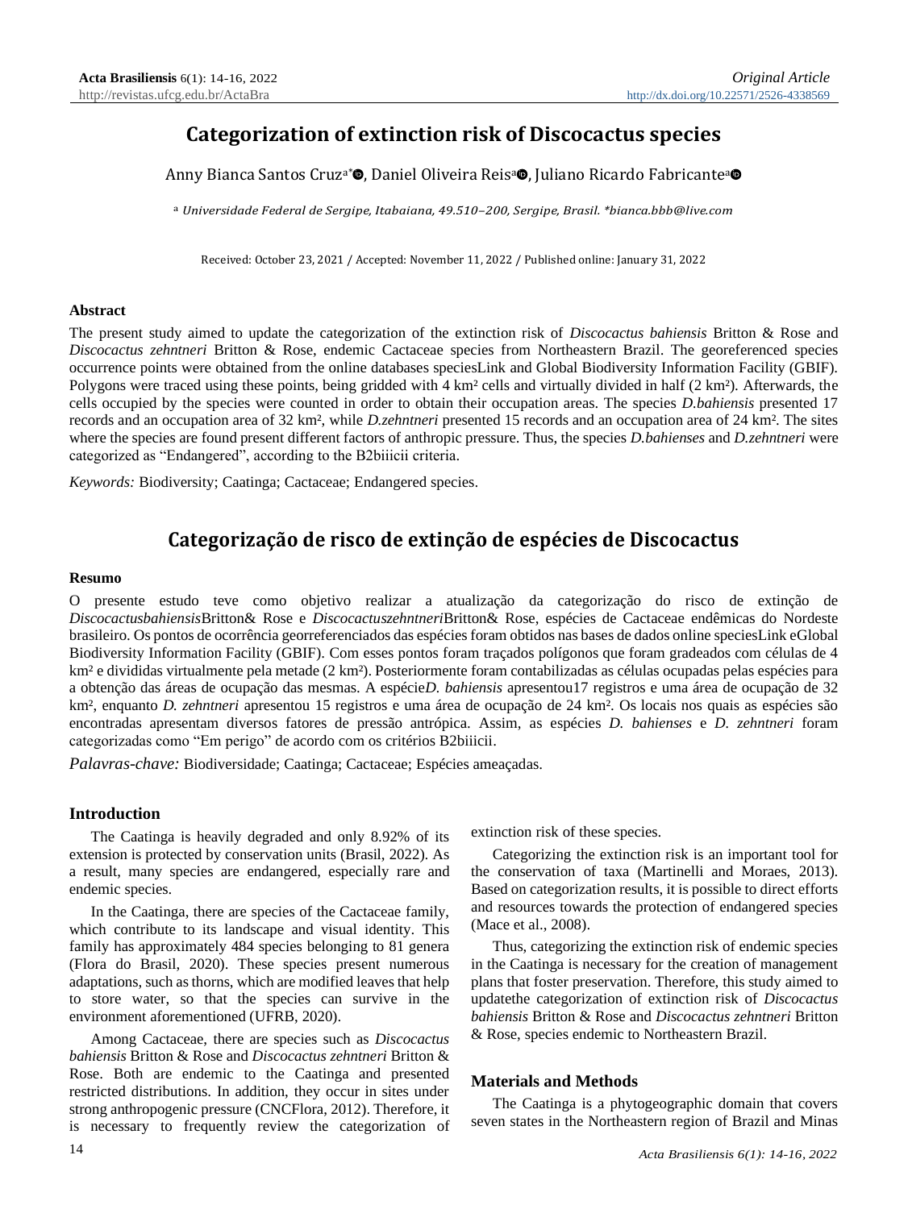# Categorization of extinction risk of Discocactus species

Anny Bianca Santos Cruz[a*], Daniel Oliveira Reis[a], Juliano Ricardo Fabricante[a]

[a] *Universidade Federal de Sergipe, Itabaiana, 49.510–200, Sergipe, Brasil. *bianca.bbb@live.com*

Received: October 23, 2021 / Accepted: November 11, 2022 / Published online: January 31, 2022

### Abstract

The present study aimed to update the categorization of the extinction risk of *Discocactus bahiensis* Britton & Rose and *Discocactus zehntneri* Britton & Rose, endemic Cactaceae species from Northeastern Brazil. The georeferenced species occurrence points were obtained from the online databases speciesLink and Global Biodiversity Information Facility (GBIF). Polygons were traced using these points, being gridded with 4 km² cells and virtually divided in half (2 km²). Afterwards, the cells occupied by the species were counted in order to obtain their occupation areas. The species *D.bahiensis* presented 17 records and an occupation area of 32 km², while *D.zehntneri* presented 15 records and an occupation area of 24 km². The sites where the species are found present different factors of anthropic pressure. Thus, the species *D.bahienses* and *D.zehntneri* were categorized as "Endangered", according to the B2biiicii criteria.

*Keywords:* Biodiversity; Caatinga; Cactaceae; Endangered species.

# Categorização de risco de extinção de espécies de Discocactus

### Resumo

O presente estudo teve como objetivo realizar a atualização da categorização do risco de extinção de *DiscocactusbahiensisBritton*& Rose e *DiscocactuszehntneriBritton*& Rose, espécies de Cactaceae endêmicas do Nordeste brasileiro. Os pontos de ocorrência georreferenciados das espécies foram obtidos nas bases de dados online speciesLink eGlobal Biodiversity Information Facility (GBIF). Com esses pontos foram traçados polígonos que foram gradeados com células de 4 km² e divididas virtualmente pela metade (2 km²). Posteriormente foram contabilizadas as células ocupadas pelas espécies para a obtenção das áreas de ocupação das mesmas. A espécie*D. bahiensis* apresentou17 registros e uma área de ocupação de 32 km², enquanto *D. zehntneri* apresentou 15 registros e uma área de ocupação de 24 km². Os locais nos quais as espécies são encontradas apresentam diversos fatores de pressão antrópica. Assim, as espécies *D. bahienses* e *D. zehntneri* foram categorizadas como "Em perigo" de acordo com os critérios B2biiicii.

*Palavras-chave:* Biodiversidade; Caatinga; Cactaceae; Espécies ameaçadas.

### Introduction

The Caatinga is heavily degraded and only 8.92% of its extension is protected by conservation units (Brasil, 2022). As a result, many species are endangered, especially rare and endemic species.

In the Caatinga, there are species of the Cactaceae family, which contribute to its landscape and visual identity. This family has approximately 484 species belonging to 81 genera (Flora do Brasil, 2020). These species present numerous adaptations, such as thorns, which are modified leaves that help to store water, so that the species can survive in the environment aforementioned (UFRB, 2020).

Among Cactaceae, there are species such as *Discocactus bahiensis* Britton & Rose and *Discocactus zehntneri* Britton & Rose. Both are endemic to the Caatinga and presented restricted distributions. In addition, they occur in sites under strong anthropogenic pressure (CNCFlora, 2012). Therefore, it is necessary to frequently review the categorization of extinction risk of these species.

Categorizing the extinction risk is an important tool for the conservation of taxa (Martinelli and Moraes, 2013). Based on categorization results, it is possible to direct efforts and resources towards the protection of endangered species (Mace et al., 2008).

Thus, categorizing the extinction risk of endemic species in the Caatinga is necessary for the creation of management plans that foster preservation. Therefore, this study aimed to updatethe categorization of extinction risk of *Discocactus bahiensis* Britton & Rose and *Discocactus zehntneri* Britton & Rose, species endemic to Northeastern Brazil.

### Materials and Methods

The Caatinga is a phytogeographic domain that covers seven states in the Northeastern region of Brazil and Minas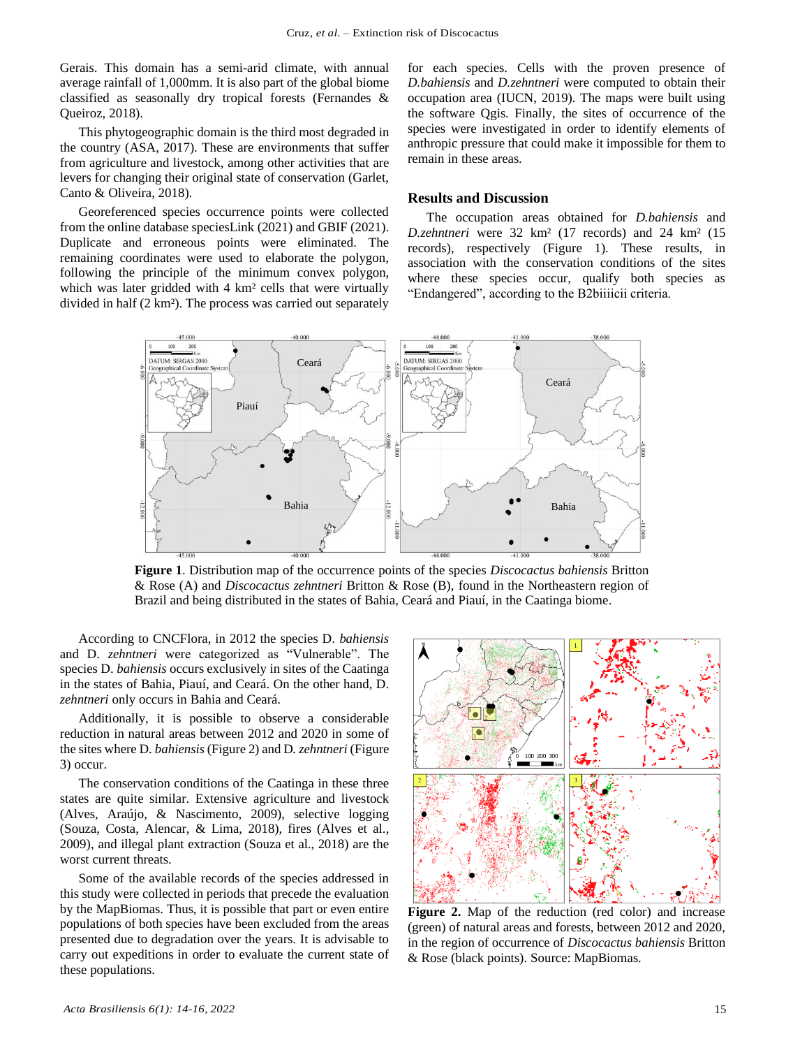Gerais. This domain has a semi-arid climate, with annual average rainfall of 1,000mm. It is also part of the global biome classified as seasonally dry tropical forests (Fernandes & Queiroz, 2018).

This phytogeographic domain is the third most degraded in the country (ASA, 2017). These are environments that suffer from agriculture and livestock, among other activities that are levers for changing their original state of conservation (Garlet, Canto & Oliveira, 2018).

Georeferenced species occurrence points were collected from the online database speciesLink (2021) and GBIF (2021). Duplicate and erroneous points were eliminated. The remaining coordinates were used to elaborate the polygon, following the principle of the minimum convex polygon, which was later gridded with 4 km² cells that were virtually divided in half (2 km²). The process was carried out separately for each species. Cells with the proven presence of *D.bahiensis* and *D.zehntneri* were computed to obtain their occupation area (IUCN, 2019). The maps were built using the software Qgis. Finally, the sites of occurrence of the species were investigated in order to identify elements of anthropic pressure that could make it impossible for them to remain in these areas.

## Results and Discussion

The occupation areas obtained for *D.bahiensis* and *D.zehntneri* were 32 km² (17 records) and 24 km² (15 records), respectively (Figure 1). These results, in association with the conservation conditions of the sites where these species occur, qualify both species as "Endangered", according to the B2biiiicii criteria.

**Figure 1**. Distribution map of the occurrence points of the species *Discocactus bahiensis* Britton & Rose (A) and *Discocactus zehntneri* Britton & Rose (B), found in the Northeastern region of Brazil and being distributed in the states of Bahia, Ceará and Piauí, in the Caatinga biome.

According to CNCFlora, in 2012 the species D. *bahiensis* and D. *zehntneri* were categorized as "Vulnerable". The species D. *bahiensis* occurs exclusively in sites of the Caatinga in the states of Bahia, Piauí, and Ceará. On the other hand, D. *zehntneri* only occurs in Bahia and Ceará.

Additionally, it is possible to observe a considerable reduction in natural areas between 2012 and 2020 in some of the sites where D. *bahiensis* (Figure 2) and D. *zehntneri* (Figure 3) occur.

The conservation conditions of the Caatinga in these three states are quite similar. Extensive agriculture and livestock (Alves, Araújo, & Nascimento, 2009), selective logging (Souza, Costa, Alencar, & Lima, 2018), fires (Alves et al., 2009), and illegal plant extraction (Souza et al., 2018) are the worst current threats.

Some of the available records of the species addressed in this study were collected in periods that precede the evaluation by the MapBiomas. Thus, it is possible that part or even entire populations of both species have been excluded from the areas presented due to degradation over the years. It is advisable to carry out expeditions in order to evaluate the current state of these populations.

**Figure 2.** Map of the reduction (red color) and increase (green) of natural areas and forests, between 2012 and 2020, in the region of occurrence of *Discocactus bahiensis* Britton & Rose (black points). Source: MapBiomas.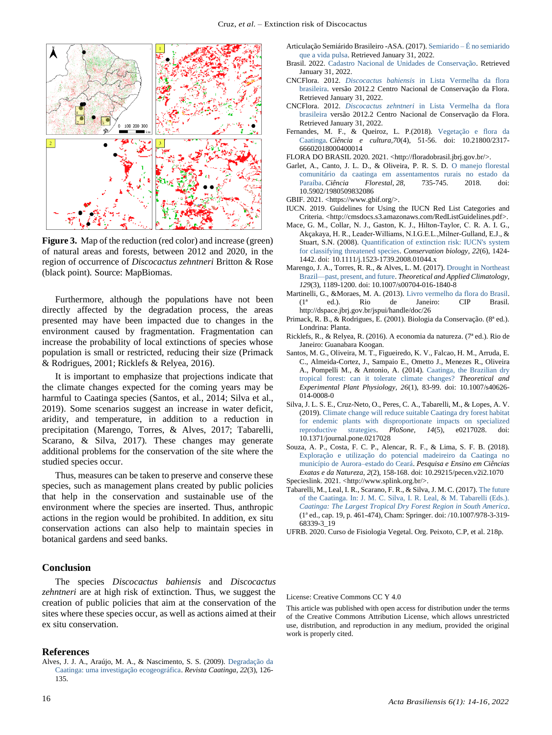1

2

3

0 100 200 300 km

**Figure 3.** Map of the reduction (red color) and increase (green) of natural areas and forests, between 2012 and 2020, in the region of occurrence of *Discocactus zehntneri* Britton & Rose (black point). Source: MapBiomas.

Furthermore, although the populations have not been directly affected by the degradation process, the areas presented may have been impacted due to changes in the environment caused by fragmentation. Fragmentation can increase the probability of local extinctions of species whose population is small or restricted, reducing their size (Primack & Rodrigues, 2001; Ricklefs & Relyea, 2016).

It is important to emphasize that projections indicate that the climate changes expected for the coming years may be harmful to Caatinga species (Santos, et al., 2014; Silva et al., 2019). Some scenarios suggest an increase in water deficit, aridity, and temperature, in addition to a reduction in precipitation (Marengo, Torres, & Alves, 2017; Tabarelli, Scarano, & Silva, 2017). These changes may generate additional problems for the conservation of the site where the studied species occur.

Thus, measures can be taken to preserve and conserve these species, such as management plans created by public policies that help in the conservation and sustainable use of the environment where the species are inserted. Thus, anthropic actions in the region would be prohibited. In addition, ex situ conservation actions can also help to maintain species in botanical gardens and seed banks.

## Conclusion

The species *Discocactus bahiensis* and *Discocactus zehntneri* are at high risk of extinction. Thus, we suggest the creation of public policies that aim at the conservation of the sites where these species occur, as well as actions aimed at their ex situ conservation.

## References

Alves, J. J. A., Araújo, M. A., & Nascimento, S. S. (2009). Degradação da Caatinga: uma investigação ecogeográfica. *Revista Caatinga*, *22*(3), 126-135.

Articulação Semiárido Brasileiro -ASA. (2017). Semiarido – É no semiarido que a vida pulsa. Retrieved January 31, 2022.

Brasil. 2022. Cadastro Nacional de Unidades de Conservação. Retrieved January 31, 2022.

CNCFlora. 2012. *Discocactus bahiensis* in Lista Vermelha da flora brasileira. versão 2012.2 Centro Nacional de Conservação da Flora. Retrieved January 31, 2022.

CNCFlora. 2012. *Discocactus zehntneri* in Lista Vermelha da flora brasileira versão 2012.2 Centro Nacional de Conservação da Flora. Retrieved January 31, 2022.

Fernandes, M. F., & Queiroz, L. P.(2018). Vegetação e flora da Caatinga. *Ciência e cultura*,*70*(4), 51-56. doi: 10.21800/2317-66602018000400014

FLORA DO BRASIL 2020. 2021. <http://floradobrasil.jbrj.gov.br/>.

Garlet, A., Canto, J. L. D., & Oliveira, P. R. S. D. O manejo florestal comunitário da caatinga em assentamentos rurais no estado da Paraíba. *Ciência Florestal*, *28*, 735-745. 2018. doi: 10.5902/1980509832086

GBIF. 2021. <https://www.gbif.org/>.

IUCN. 2019. Guidelines for Using the IUCN Red List Categories and Criteria. <http://cmsdocs.s3.amazonaws.com/RedListGuidelines.pdf>.

Mace, G. M., Collar, N. J., Gaston, K. J., Hilton-Taylor, C. R. A. I. G., Akçakaya, H. R., Leader-Williams, N.I.G.E.L.,Milner-Gulland, E.J., & Stuart, S.N. (2008). Quantification of extinction risk: IUCN's system for classifying threatened species. *Conservation biology*, *22*(6), 1424-1442. doi: 10.1111/j.1523-1739.2008.01044.x

Marengo, J. A., Torres, R. R., & Alves, L. M. (2017). Drought in Northeast Brazil—past, present, and future. *Theoretical and Applied Climatology*, *129*(3), 1189-1200. doi: 10.1007/s00704-016-1840-8

Martinelli, G., &Moraes, M. A. (2013). Livro vermelho da flora do Brasil. (1ª ed.). Rio de Janeiro: CIP Brasil. http://dspace.jbrj.gov.br/jspui/handle/doc/26

Primack, R. B., & Rodrigues, E. (2001). Biologia da Conservação. (8ª ed.). Londrina: Planta.

Ricklefs, R., & Relyea, R. (2016). A economia da natureza. (7ª ed.). Rio de Janeiro: Guanabara Koogan.

Santos, M. G., Oliveira, M. T., Figueiredo, K. V., Falcao, H. M., Arruda, E. C., Almeida-Cortez, J., Sampaio E., Ometto J., Menezes R., Oliveira A., Pompelli M., & Antonio, A. (2014). Caatinga, the Brazilian dry tropical forest: can it tolerate climate changes? *Theoretical and Experimental Plant Physiology*, *26*(1), 83-99. doi: 10.1007/s40626-014-0008-0

Silva, J. L. S. E., Cruz-Neto, O., Peres, C. A., Tabarelli, M., & Lopes, A. V. (2019). Climate change will reduce suitable Caatinga dry forest habitat for endemic plants with disproportionate impacts on specialized reproductive strategies. *PloSone*, *14*(5), e0217028. doi: 10.1371/journal.pone.0217028

Souza, A. P., Costa, F. C. P., Alencar, R. F., & Lima, S. F. B. (2018). Exploração e utilização do potencial madeireiro da Caatinga no município de Aurora–estado do Ceará. *Pesquisa e Ensino em Ciências Exatas e da Natureza*, *2*(2), 158-168. doi: 10.29215/pecen.v2i2.1070

Specieslink. 2021. <http://www.splink.org.br/>.

Tabarelli, M., Leal, I. R., Scarano, F. R., & Silva, J. M. C. (2017). The future of the Caatinga. In: J. M. C. Silva, I. R. Leal, & M. Tabarelli (Eds.). *Caatinga: The Largest Tropical Dry Forest Region in South America*. (1ª ed., cap. 19, p. 461-474), Cham: Springer. doi: /10.1007/978-3-319-68339-3_19

UFRB. 2020. Curso de Fisiologia Vegetal. Org. Peixoto, C.P, et al. 218p.

License: Creative Commons CC Y 4.0

This article was published with open access for distribution under the terms of the Creative Commons Attribution License, which allows unrestricted use, distribution, and reproduction in any medium, provided the original work is properly cited.